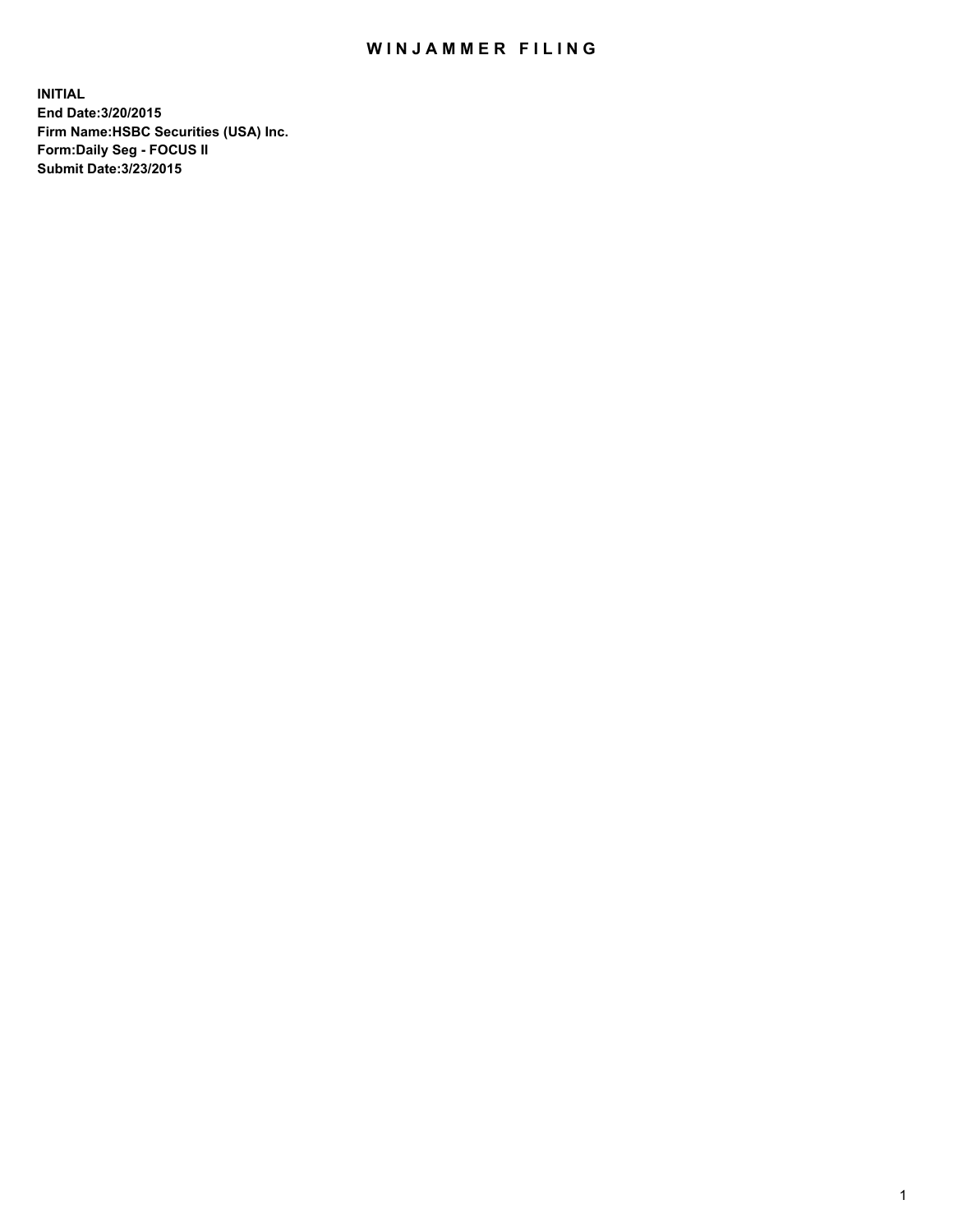# WINJAMMER FILING

**INITIAL**
**End Date:3/20/2015**
**Firm Name:HSBC Securities (USA) Inc.**
**Form:Daily Seg - FOCUS II**
**Submit Date:3/23/2015**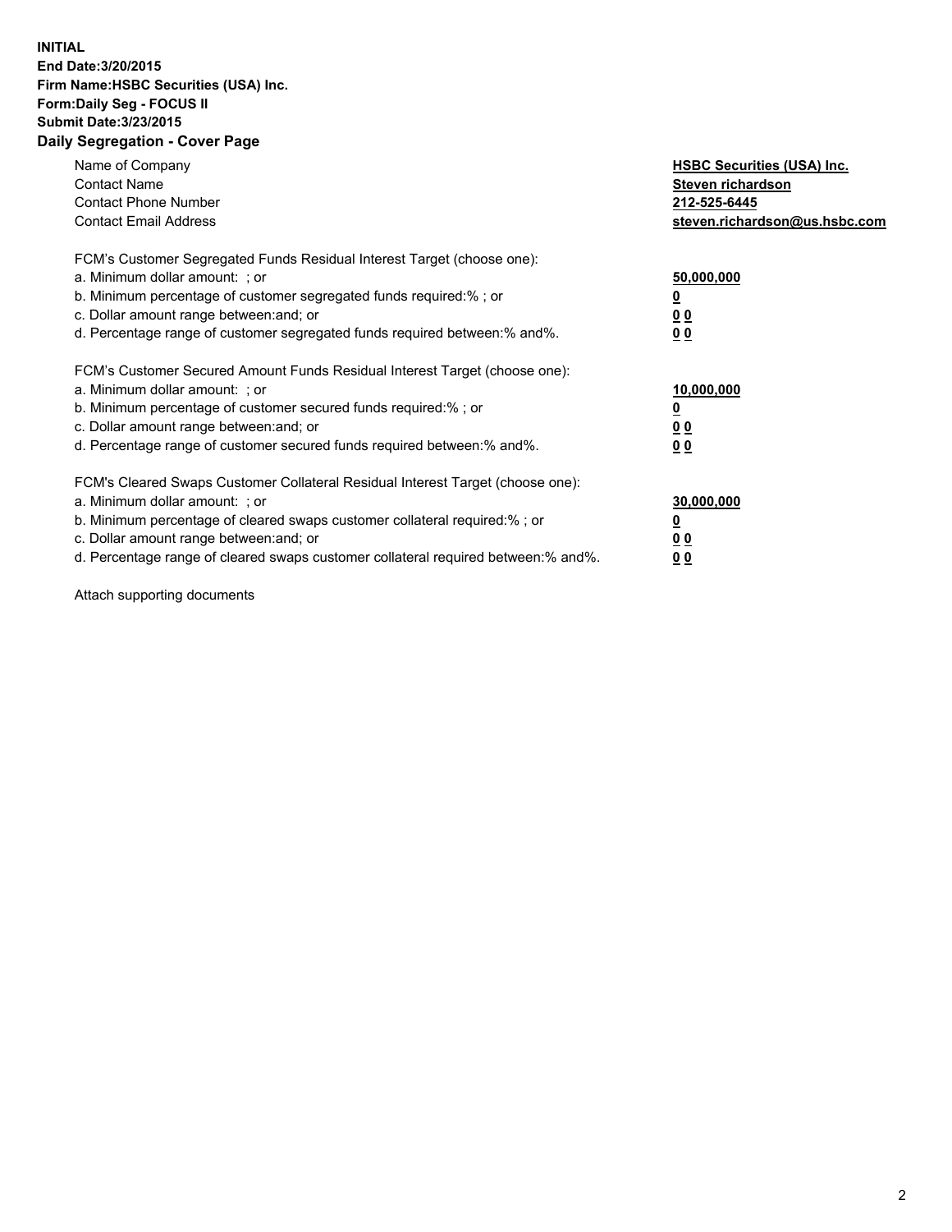**INITIAL**
**End Date:3/20/2015**
**Firm Name:HSBC Securities (USA) Inc.**
**Form:Daily Seg - FOCUS II**
**Submit Date:3/23/2015**

## Daily Segregation - Cover Page

| | |
|---|---|
| Name of Company | **HSBC Securities (USA) Inc.** |
| Contact Name | **Steven richardson** |
| Contact Phone Number | **212-525-6445** |
| Contact Email Address | **steven.richardson@us.hsbc.com** |

FCM's Customer Segregated Funds Residual Interest Target (choose one):

| | |
|---|---|
| a. Minimum dollar amount: ; or | **50,000,000** |
| b. Minimum percentage of customer segregated funds required:% ; or | **0** |
| c. Dollar amount range between:and; or | **0 0** |
| d. Percentage range of customer segregated funds required between:% and%. | **0 0** |

FCM's Customer Secured Amount Funds Residual Interest Target (choose one):

| | |
|---|---|
| a. Minimum dollar amount: ; or | **10,000,000** |
| b. Minimum percentage of customer secured funds required:% ; or | **0** |
| c. Dollar amount range between:and; or | **0 0** |
| d. Percentage range of customer secured funds required between:% and%. | **0 0** |

FCM's Cleared Swaps Customer Collateral Residual Interest Target (choose one):

| | |
|---|---|
| a. Minimum dollar amount: ; or | **30,000,000** |
| b. Minimum percentage of cleared swaps customer collateral required:% ; or | **0** |
| c. Dollar amount range between:and; or | **0 0** |
| d. Percentage range of cleared swaps customer collateral required between:% and%. | **0 0** |

Attach supporting documents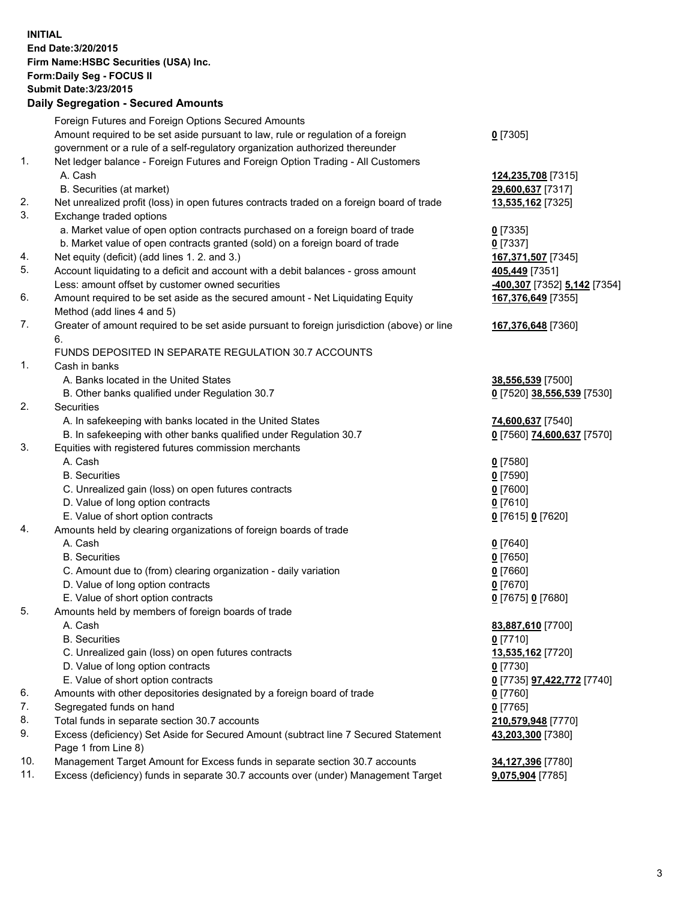**INITIAL**
**End Date:3/20/2015**
**Firm Name:HSBC Securities (USA) Inc.**
**Form:Daily Seg - FOCUS II**
**Submit Date:3/23/2015**

## Daily Segregation - Secured Amounts

| | | |
|---|---|---|
| | Foreign Futures and Foreign Options Secured Amounts | |
| | Amount required to be set aside pursuant to law, rule or regulation of a foreign government or a rule of a self-regulatory organization authorized thereunder | **0** [7305] |
| 1. | Net ledger balance - Foreign Futures and Foreign Option Trading - All Customers | |
| | A. Cash | **124,235,708** [7315] |
| | B. Securities (at market) | **29,600,637** [7317] |
| 2. | Net unrealized profit (loss) in open futures contracts traded on a foreign board of trade | **13,535,162** [7325] |
| 3. | Exchange traded options | |
| | a. Market value of open option contracts purchased on a foreign board of trade | **0** [7335] |
| | b. Market value of open contracts granted (sold) on a foreign board of trade | **0** [7337] |
| 4. | Net equity (deficit) (add lines 1. 2. and 3.) | **167,371,507** [7345] |
| 5. | Account liquidating to a deficit and account with a debit balances - gross amount | **405,449** [7351] |
| | Less: amount offset by customer owned securities | **-400,307** [7352] **5,142** [7354] |
| 6. | Amount required to be set aside as the secured amount - Net Liquidating Equity Method (add lines 4 and 5) | **167,376,649** [7355] |
| 7. | Greater of amount required to be set aside pursuant to foreign jurisdiction (above) or line 6. | **167,376,648** [7360] |
| | FUNDS DEPOSITED IN SEPARATE REGULATION 30.7 ACCOUNTS | |
| 1. | Cash in banks | |
| | A. Banks located in the United States | **38,556,539** [7500] |
| | B. Other banks qualified under Regulation 30.7 | **0** [7520] **38,556,539** [7530] |
| 2. | Securities | |
| | A. In safekeeping with banks located in the United States | **74,600,637** [7540] |
| | B. In safekeeping with other banks qualified under Regulation 30.7 | **0** [7560] **74,600,637** [7570] |
| 3. | Equities with registered futures commission merchants | |
| | A. Cash | **0** [7580] |
| | B. Securities | **0** [7590] |
| | C. Unrealized gain (loss) on open futures contracts | **0** [7600] |
| | D. Value of long option contracts | **0** [7610] |
| | E. Value of short option contracts | **0** [7615] **0** [7620] |
| 4. | Amounts held by clearing organizations of foreign boards of trade | |
| | A. Cash | **0** [7640] |
| | B. Securities | **0** [7650] |
| | C. Amount due to (from) clearing organization - daily variation | **0** [7660] |
| | D. Value of long option contracts | **0** [7670] |
| | E. Value of short option contracts | **0** [7675] **0** [7680] |
| 5. | Amounts held by members of foreign boards of trade | |
| | A. Cash | **83,887,610** [7700] |
| | B. Securities | **0** [7710] |
| | C. Unrealized gain (loss) on open futures contracts | **13,535,162** [7720] |
| | D. Value of long option contracts | **0** [7730] |
| | E. Value of short option contracts | **0** [7735] **97,422,772** [7740] |
| 6. | Amounts with other depositories designated by a foreign board of trade | **0** [7760] |
| 7. | Segregated funds on hand | **0** [7765] |
| 8. | Total funds in separate section 30.7 accounts | **210,579,948** [7770] |
| 9. | Excess (deficiency) Set Aside for Secured Amount (subtract line 7 Secured Statement Page 1 from Line 8) | **43,203,300** [7380] |
| 10. | Management Target Amount for Excess funds in separate section 30.7 accounts | **34,127,396** [7780] |
| 11. | Excess (deficiency) funds in separate 30.7 accounts over (under) Management Target | **9,075,904** [7785] |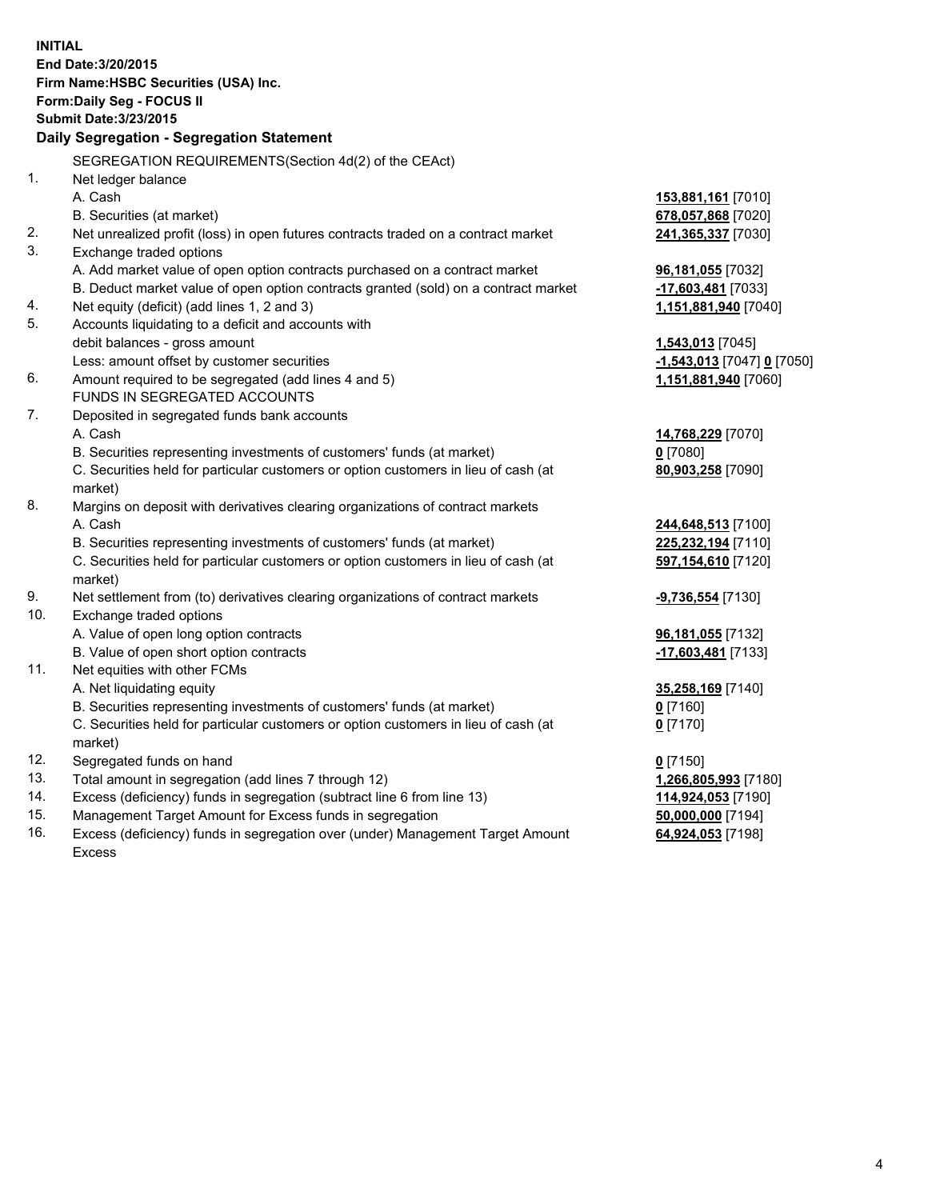**INITIAL**
**End Date:3/20/2015**
**Firm Name:HSBC Securities (USA) Inc.**
**Form:Daily Seg - FOCUS II**
**Submit Date:3/23/2015**

## Daily Segregation - Segregation Statement

| | | |
|---|---|---|
| | SEGREGATION REQUIREMENTS(Section 4d(2) of the CEAct) | |
| 1. | Net ledger balance | |
| | A. Cash | **153,881,161** [7010] |
| | B. Securities (at market) | **678,057,868** [7020] |
| 2. | Net unrealized profit (loss) in open futures contracts traded on a contract market | **241,365,337** [7030] |
| 3. | Exchange traded options | |
| | A. Add market value of open option contracts purchased on a contract market | **96,181,055** [7032] |
| | B. Deduct market value of open option contracts granted (sold) on a contract market | **-17,603,481** [7033] |
| 4. | Net equity (deficit) (add lines 1, 2 and 3) | **1,151,881,940** [7040] |
| 5. | Accounts liquidating to a deficit and accounts with debit balances - gross amount | **1,543,013** [7045] |
| | Less: amount offset by customer securities | **-1,543,013** [7047] **0** [7050] |
| 6. | Amount required to be segregated (add lines 4 and 5) | **1,151,881,940** [7060] |
| | FUNDS IN SEGREGATED ACCOUNTS | |
| 7. | Deposited in segregated funds bank accounts | |
| | A. Cash | **14,768,229** [7070] |
| | B. Securities representing investments of customers' funds (at market) | **0** [7080] |
| | C. Securities held for particular customers or option customers in lieu of cash (at market) | **80,903,258** [7090] |
| 8. | Margins on deposit with derivatives clearing organizations of contract markets | |
| | A. Cash | **244,648,513** [7100] |
| | B. Securities representing investments of customers' funds (at market) | **225,232,194** [7110] |
| | C. Securities held for particular customers or option customers in lieu of cash (at market) | **597,154,610** [7120] |
| 9. | Net settlement from (to) derivatives clearing organizations of contract markets | **-9,736,554** [7130] |
| 10. | Exchange traded options | |
| | A. Value of open long option contracts | **96,181,055** [7132] |
| | B. Value of open short option contracts | **-17,603,481** [7133] |
| 11. | Net equities with other FCMs | |
| | A. Net liquidating equity | **35,258,169** [7140] |
| | B. Securities representing investments of customers' funds (at market) | **0** [7160] |
| | C. Securities held for particular customers or option customers in lieu of cash (at market) | **0** [7170] |
| 12. | Segregated funds on hand | **0** [7150] |
| 13. | Total amount in segregation (add lines 7 through 12) | **1,266,805,993** [7180] |
| 14. | Excess (deficiency) funds in segregation (subtract line 6 from line 13) | **114,924,053** [7190] |
| 15. | Management Target Amount for Excess funds in segregation | **50,000,000** [7194] |
| 16. | Excess (deficiency) funds in segregation over (under) Management Target Amount Excess | **64,924,053** [7198] |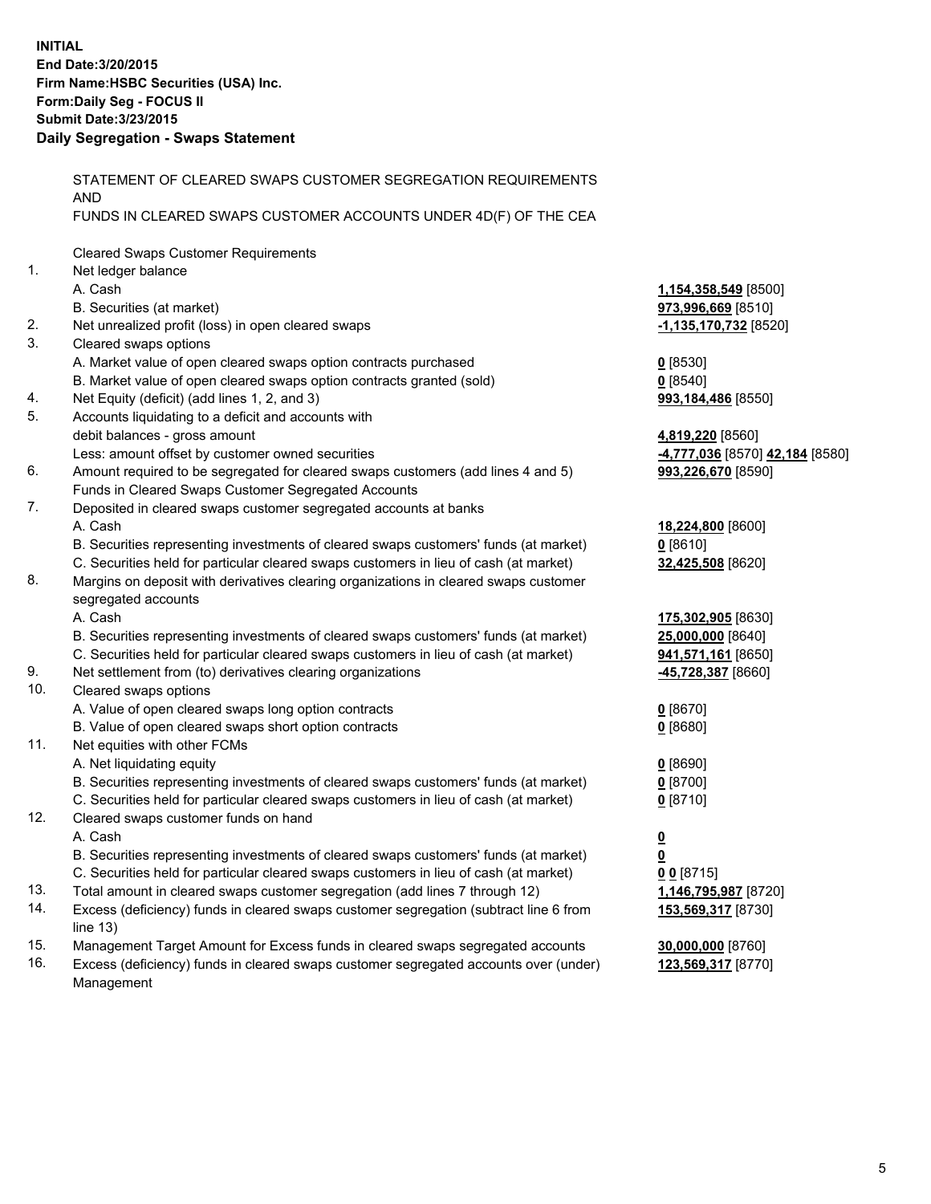**INITIAL**
**End Date:3/20/2015**
**Firm Name:HSBC Securities (USA) Inc.**
**Form:Daily Seg - FOCUS II**
**Submit Date:3/23/2015**
**Daily Segregation - Swaps Statement**

STATEMENT OF CLEARED SWAPS CUSTOMER SEGREGATION REQUIREMENTS AND FUNDS IN CLEARED SWAPS CUSTOMER ACCOUNTS UNDER 4D(F) OF THE CEA

| | | |
|---|---|---|
| | Cleared Swaps Customer Requirements | |
| 1. | Net ledger balance | |
| | A. Cash | **1,154,358,549** [8500] |
| | B. Securities (at market) | **973,996,669** [8510] |
| 2. | Net unrealized profit (loss) in open cleared swaps | **-1,135,170,732** [8520] |
| 3. | Cleared swaps options | |
| | A. Market value of open cleared swaps option contracts purchased | **0** [8530] |
| | B. Market value of open cleared swaps option contracts granted (sold) | **0** [8540] |
| 4. | Net Equity (deficit) (add lines 1, 2, and 3) | **993,184,486** [8550] |
| 5. | Accounts liquidating to a deficit and accounts with debit balances - gross amount | **4,819,220** [8560] |
| | Less: amount offset by customer owned securities | **-4,777,036** [8570] **42,184** [8580] |
| 6. | Amount required to be segregated for cleared swaps customers (add lines 4 and 5) | **993,226,670** [8590] |
| | Funds in Cleared Swaps Customer Segregated Accounts | |
| 7. | Deposited in cleared swaps customer segregated accounts at banks | |
| | A. Cash | **18,224,800** [8600] |
| | B. Securities representing investments of cleared swaps customers' funds (at market) | **0** [8610] |
| | C. Securities held for particular cleared swaps customers in lieu of cash (at market) | **32,425,508** [8620] |
| 8. | Margins on deposit with derivatives clearing organizations in cleared swaps customer segregated accounts | |
| | A. Cash | **175,302,905** [8630] |
| | B. Securities representing investments of cleared swaps customers' funds (at market) | **25,000,000** [8640] |
| | C. Securities held for particular cleared swaps customers in lieu of cash (at market) | **941,571,161** [8650] |
| 9. | Net settlement from (to) derivatives clearing organizations | **-45,728,387** [8660] |
| 10. | Cleared swaps options | |
| | A. Value of open cleared swaps long option contracts | **0** [8670] |
| | B. Value of open cleared swaps short option contracts | **0** [8680] |
| 11. | Net equities with other FCMs | |
| | A. Net liquidating equity | **0** [8690] |
| | B. Securities representing investments of cleared swaps customers' funds (at market) | **0** [8700] |
| | C. Securities held for particular cleared swaps customers in lieu of cash (at market) | **0** [8710] |
| 12. | Cleared swaps customer funds on hand | |
| | A. Cash | **0** |
| | B. Securities representing investments of cleared swaps customers' funds (at market) | **0** |
| | C. Securities held for particular cleared swaps customers in lieu of cash (at market) | **0** **0** [8715] |
| 13. | Total amount in cleared swaps customer segregation (add lines 7 through 12) | **1,146,795,987** [8720] |
| 14. | Excess (deficiency) funds in cleared swaps customer segregation (subtract line 6 from line 13) | **153,569,317** [8730] |
| 15. | Management Target Amount for Excess funds in cleared swaps segregated accounts | **30,000,000** [8760] |
| 16. | Excess (deficiency) funds in cleared swaps customer segregated accounts over (under) Management | **123,569,317** [8770] |